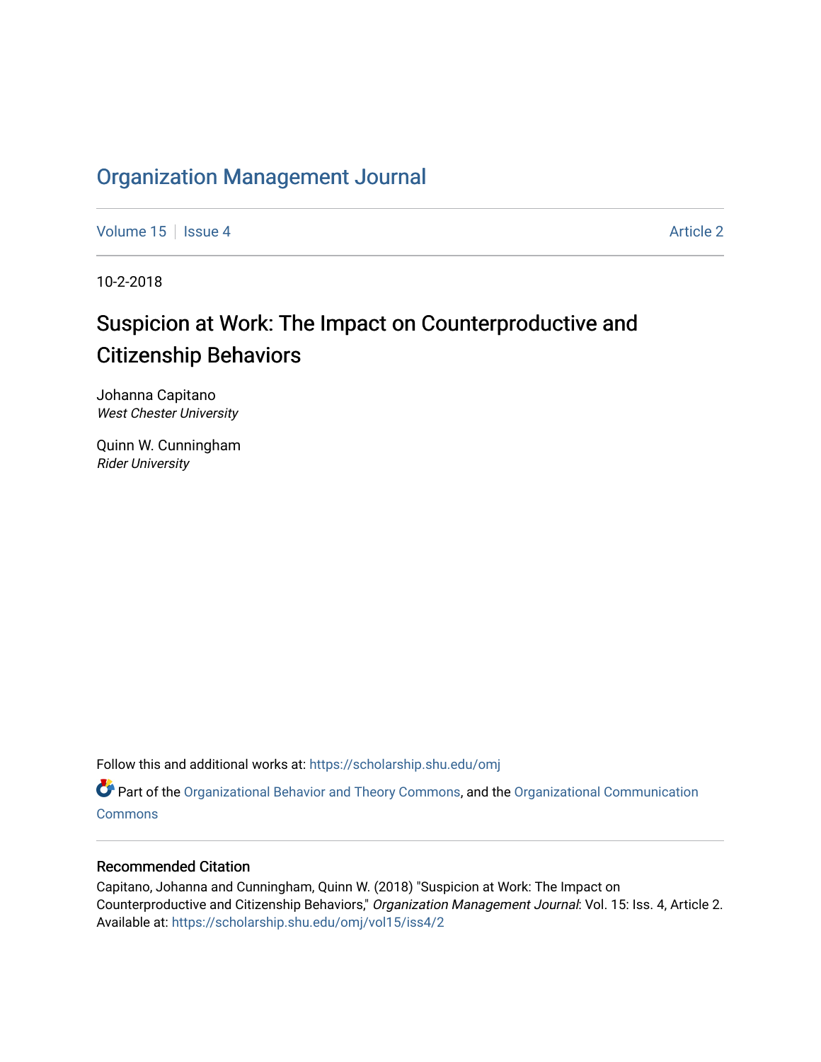# Organization Management Journal

Volume 15 | Issue 4 | Article 2

10-2-2018

## Suspicion at Work: The Impact on Counterproductive and Citizenship Behaviors

Johanna Capitano
*West Chester University*

Quinn W. Cunningham
*Rider University*

Follow this and additional works at: https://scholarship.shu.edu/omj

Part of the Organizational Behavior and Theory Commons, and the Organizational Communication Commons

### Recommended Citation

Capitano, Johanna and Cunningham, Quinn W. (2018) "Suspicion at Work: The Impact on Counterproductive and Citizenship Behaviors," *Organization Management Journal*: Vol. 15: Iss. 4, Article 2. Available at: https://scholarship.shu.edu/omj/vol15/iss4/2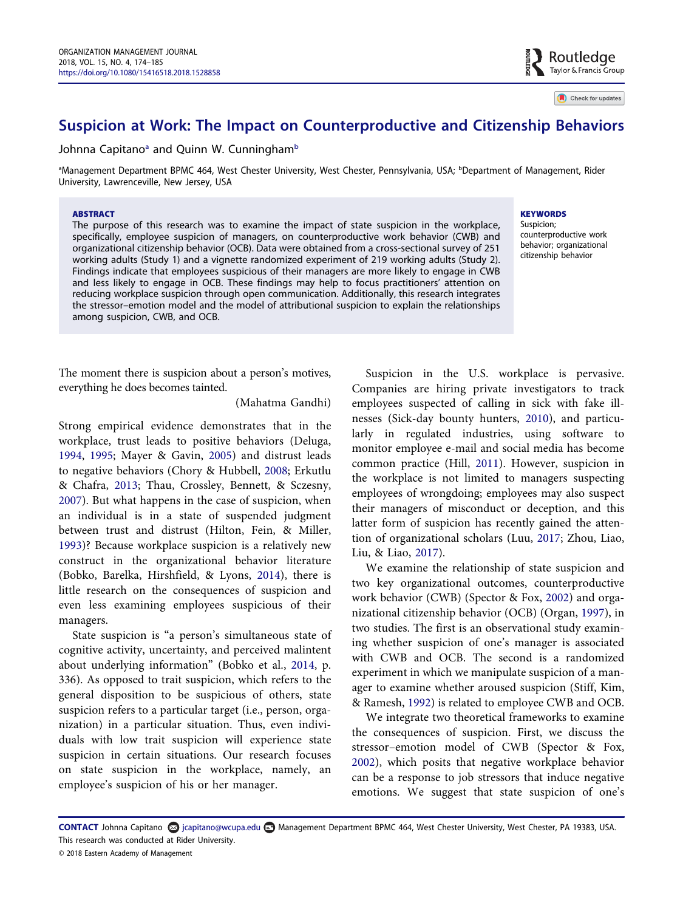# Suspicion at Work: The Impact on Counterproductive and Citizenship Behaviors

Johnna Capitano[a] and Quinn W. Cunningham[b]

[a]Management Department BPMC 464, West Chester University, West Chester, Pennsylvania, USA; [b]Department of Management, Rider University, Lawrenceville, New Jersey, USA

**ABSTRACT**

The purpose of this research was to examine the impact of state suspicion in the workplace, specifically, employee suspicion of managers, on counterproductive work behavior (CWB) and organizational citizenship behavior (OCB). Data were obtained from a cross-sectional survey of 251 working adults (Study 1) and a vignette randomized experiment of 219 working adults (Study 2). Findings indicate that employees suspicious of their managers are more likely to engage in CWB and less likely to engage in OCB. These findings may help to focus practitioners' attention on reducing workplace suspicion through open communication. Additionally, this research integrates the stressor–emotion model and the model of attributional suspicion to explain the relationships among suspicion, CWB, and OCB.

**KEYWORDS**

Suspicion; counterproductive work behavior; organizational citizenship behavior

The moment there is suspicion about a person's motives, everything he does becomes tainted.

(Mahatma Gandhi)

Strong empirical evidence demonstrates that in the workplace, trust leads to positive behaviors (Deluga, 1994, 1995; Mayer & Gavin, 2005) and distrust leads to negative behaviors (Chory & Hubbell, 2008; Erkutlu & Chafra, 2013; Thau, Crossley, Bennett, & Sczesny, 2007). But what happens in the case of suspicion, when an individual is in a state of suspended judgment between trust and distrust (Hilton, Fein, & Miller, 1993)? Because workplace suspicion is a relatively new construct in the organizational behavior literature (Bobko, Barelka, Hirshfield, & Lyons, 2014), there is little research on the consequences of suspicion and even less examining employees suspicious of their managers.

State suspicion is "a person's simultaneous state of cognitive activity, uncertainty, and perceived malintent about underlying information" (Bobko et al., 2014, p. 336). As opposed to trait suspicion, which refers to the general disposition to be suspicious of others, state suspicion refers to a particular target (i.e., person, organization) in a particular situation. Thus, even individuals with low trait suspicion will experience state suspicion in certain situations. Our research focuses on state suspicion in the workplace, namely, an employee's suspicion of his or her manager.

Suspicion in the U.S. workplace is pervasive. Companies are hiring private investigators to track employees suspected of calling in sick with fake illnesses (Sick-day bounty hunters, 2010), and particularly in regulated industries, using software to monitor employee e-mail and social media has become common practice (Hill, 2011). However, suspicion in the workplace is not limited to managers suspecting employees of wrongdoing; employees may also suspect their managers of misconduct or deception, and this latter form of suspicion has recently gained the attention of organizational scholars (Luu, 2017; Zhou, Liao, Liu, & Liao, 2017).

We examine the relationship of state suspicion and two key organizational outcomes, counterproductive work behavior (CWB) (Spector & Fox, 2002) and organizational citizenship behavior (OCB) (Organ, 1997), in two studies. The first is an observational study examining whether suspicion of one's manager is associated with CWB and OCB. The second is a randomized experiment in which we manipulate suspicion of a manager to examine whether aroused suspicion (Stiff, Kim, & Ramesh, 1992) is related to employee CWB and OCB.

We integrate two theoretical frameworks to examine the consequences of suspicion. First, we discuss the stressor–emotion model of CWB (Spector & Fox, 2002), which posits that negative workplace behavior can be a response to job stressors that induce negative emotions. We suggest that state suspicion of one's

**CONTACT** Johnna Capitano jcapitano@wcupa.edu Management Department BPMC 464, West Chester University, West Chester, PA 19383, USA.
This research was conducted at Rider University.

© 2018 Eastern Academy of Management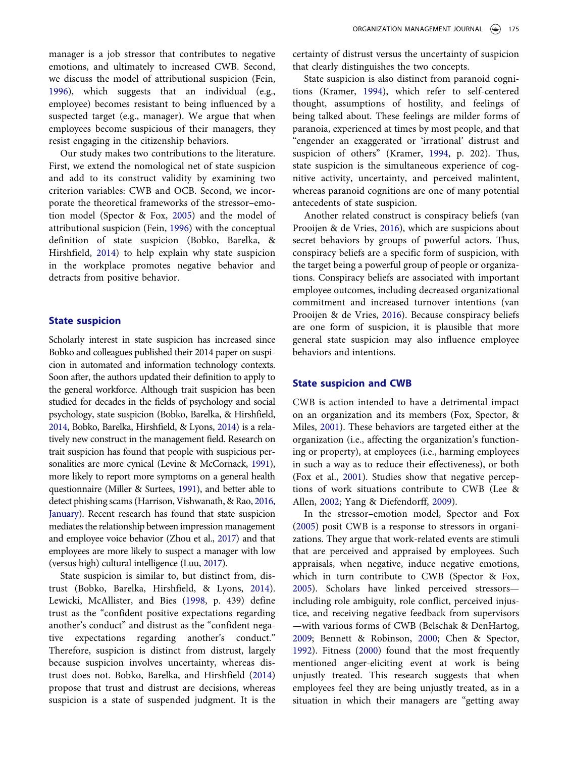manager is a job stressor that contributes to negative emotions, and ultimately to increased CWB. Second, we discuss the model of attributional suspicion (Fein, 1996), which suggests that an individual (e.g., employee) becomes resistant to being influenced by a suspected target (e.g., manager). We argue that when employees become suspicious of their managers, they resist engaging in the citizenship behaviors.

Our study makes two contributions to the literature. First, we extend the nomological net of state suspicion and add to its construct validity by examining two criterion variables: CWB and OCB. Second, we incorporate the theoretical frameworks of the stressor–emotion model (Spector & Fox, 2005) and the model of attributional suspicion (Fein, 1996) with the conceptual definition of state suspicion (Bobko, Barelka, & Hirshfield, 2014) to help explain why state suspicion in the workplace promotes negative behavior and detracts from positive behavior.

## State suspicion

Scholarly interest in state suspicion has increased since Bobko and colleagues published their 2014 paper on suspicion in automated and information technology contexts. Soon after, the authors updated their definition to apply to the general workforce. Although trait suspicion has been studied for decades in the fields of psychology and social psychology, state suspicion (Bobko, Barelka, & Hirshfield, 2014, Bobko, Barelka, Hirshfield, & Lyons, 2014) is a relatively new construct in the management field. Research on trait suspicion has found that people with suspicious personalities are more cynical (Levine & McCornack, 1991), more likely to report more symptoms on a general health questionnaire (Miller & Surtees, 1991), and better able to detect phishing scams (Harrison, Vishwanath, & Rao, 2016, January). Recent research has found that state suspicion mediates the relationship between impression management and employee voice behavior (Zhou et al., 2017) and that employees are more likely to suspect a manager with low (versus high) cultural intelligence (Luu, 2017).

State suspicion is similar to, but distinct from, distrust (Bobko, Barelka, Hirshfield, & Lyons, 2014). Lewicki, McAllister, and Bies (1998, p. 439) define trust as the "confident positive expectations regarding another's conduct" and distrust as the "confident negative expectations regarding another's conduct." Therefore, suspicion is distinct from distrust, largely because suspicion involves uncertainty, whereas distrust does not. Bobko, Barelka, and Hirshfield (2014) propose that trust and distrust are decisions, whereas suspicion is a state of suspended judgment. It is the certainty of distrust versus the uncertainty of suspicion that clearly distinguishes the two concepts.

State suspicion is also distinct from paranoid cognitions (Kramer, 1994), which refer to self-centered thought, assumptions of hostility, and feelings of being talked about. These feelings are milder forms of paranoia, experienced at times by most people, and that "engender an exaggerated or 'irrational' distrust and suspicion of others" (Kramer, 1994, p. 202). Thus, state suspicion is the simultaneous experience of cognitive activity, uncertainty, and perceived malintent, whereas paranoid cognitions are one of many potential antecedents of state suspicion.

Another related construct is conspiracy beliefs (van Prooijen & de Vries, 2016), which are suspicions about secret behaviors by groups of powerful actors. Thus, conspiracy beliefs are a specific form of suspicion, with the target being a powerful group of people or organizations. Conspiracy beliefs are associated with important employee outcomes, including decreased organizational commitment and increased turnover intentions (van Prooijen & de Vries, 2016). Because conspiracy beliefs are one form of suspicion, it is plausible that more general state suspicion may also influence employee behaviors and intentions.

## State suspicion and CWB

CWB is action intended to have a detrimental impact on an organization and its members (Fox, Spector, & Miles, 2001). These behaviors are targeted either at the organization (i.e., affecting the organization's functioning or property), at employees (i.e., harming employees in such a way as to reduce their effectiveness), or both (Fox et al., 2001). Studies show that negative perceptions of work situations contribute to CWB (Lee & Allen, 2002; Yang & Diefendorff, 2009).

In the stressor–emotion model, Spector and Fox (2005) posit CWB is a response to stressors in organizations. They argue that work-related events are stimuli that are perceived and appraised by employees. Such appraisals, when negative, induce negative emotions, which in turn contribute to CWB (Spector & Fox, 2005). Scholars have linked perceived stressors—including role ambiguity, role conflict, perceived injustice, and receiving negative feedback from supervisors—with various forms of CWB (Belschak & DenHartog, 2009; Bennett & Robinson, 2000; Chen & Spector, 1992). Fitness (2000) found that the most frequently mentioned anger-eliciting event at work is being unjustly treated. This research suggests that when employees feel they are being unjustly treated, as in a situation in which their managers are "getting away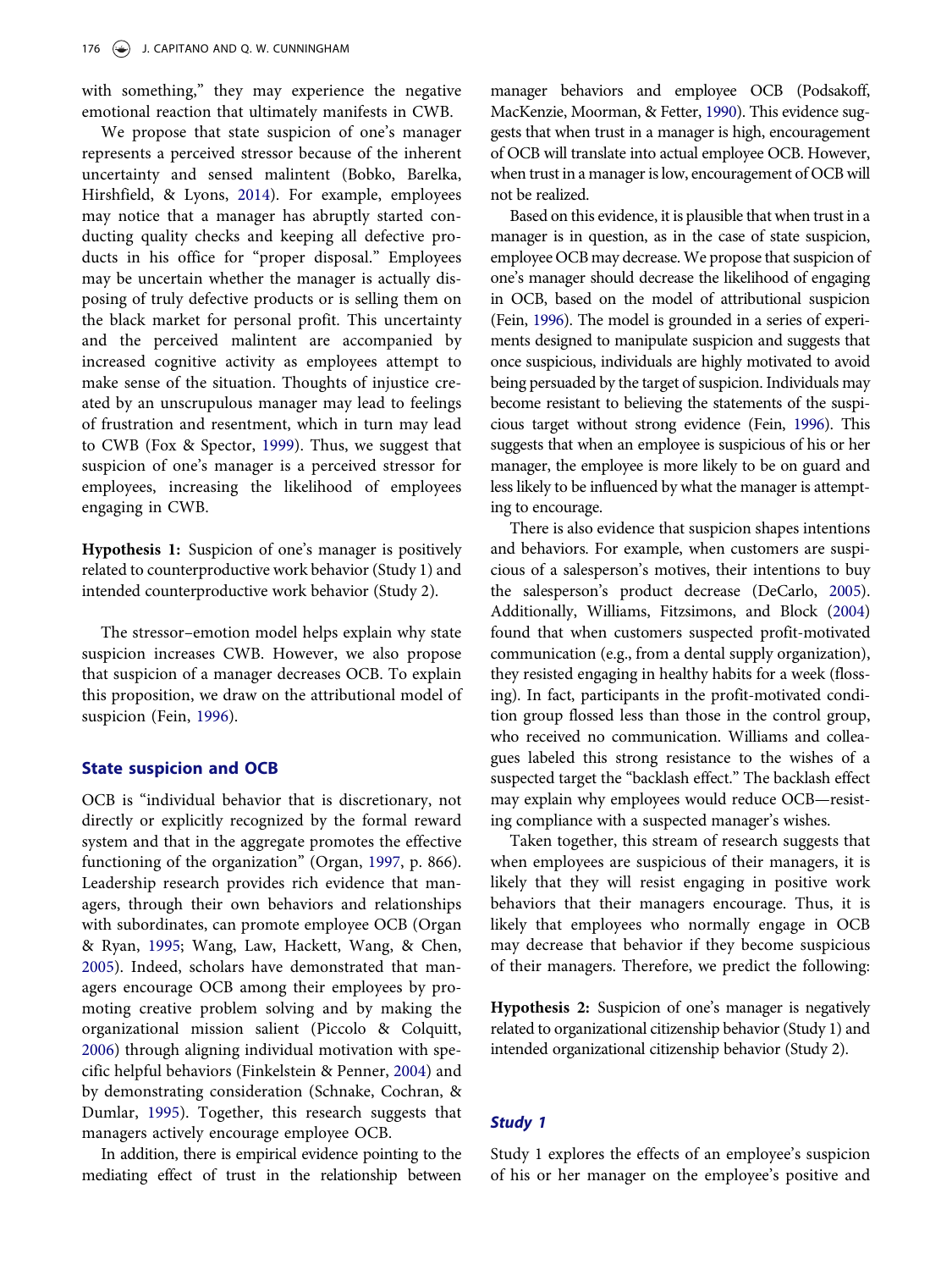with something," they may experience the negative emotional reaction that ultimately manifests in CWB.

We propose that state suspicion of one's manager represents a perceived stressor because of the inherent uncertainty and sensed malintent (Bobko, Barelka, Hirshfield, & Lyons, 2014). For example, employees may notice that a manager has abruptly started conducting quality checks and keeping all defective products in his office for "proper disposal." Employees may be uncertain whether the manager is actually disposing of truly defective products or is selling them on the black market for personal profit. This uncertainty and the perceived malintent are accompanied by increased cognitive activity as employees attempt to make sense of the situation. Thoughts of injustice created by an unscrupulous manager may lead to feelings of frustration and resentment, which in turn may lead to CWB (Fox & Spector, 1999). Thus, we suggest that suspicion of one's manager is a perceived stressor for employees, increasing the likelihood of employees engaging in CWB.

**Hypothesis 1:** Suspicion of one's manager is positively related to counterproductive work behavior (Study 1) and intended counterproductive work behavior (Study 2).

The stressor–emotion model helps explain why state suspicion increases CWB. However, we also propose that suspicion of a manager decreases OCB. To explain this proposition, we draw on the attributional model of suspicion (Fein, 1996).

## State suspicion and OCB

OCB is "individual behavior that is discretionary, not directly or explicitly recognized by the formal reward system and that in the aggregate promotes the effective functioning of the organization" (Organ, 1997, p. 866). Leadership research provides rich evidence that managers, through their own behaviors and relationships with subordinates, can promote employee OCB (Organ & Ryan, 1995; Wang, Law, Hackett, Wang, & Chen, 2005). Indeed, scholars have demonstrated that managers encourage OCB among their employees by promoting creative problem solving and by making the organizational mission salient (Piccolo & Colquitt, 2006) through aligning individual motivation with specific helpful behaviors (Finkelstein & Penner, 2004) and by demonstrating consideration (Schnake, Cochran, & Dumlar, 1995). Together, this research suggests that managers actively encourage employee OCB.

In addition, there is empirical evidence pointing to the mediating effect of trust in the relationship between manager behaviors and employee OCB (Podsakoff, MacKenzie, Moorman, & Fetter, 1990). This evidence suggests that when trust in a manager is high, encouragement of OCB will translate into actual employee OCB. However, when trust in a manager is low, encouragement of OCB will not be realized.

Based on this evidence, it is plausible that when trust in a manager is in question, as in the case of state suspicion, employee OCB may decrease. We propose that suspicion of one's manager should decrease the likelihood of engaging in OCB, based on the model of attributional suspicion (Fein, 1996). The model is grounded in a series of experiments designed to manipulate suspicion and suggests that once suspicious, individuals are highly motivated to avoid being persuaded by the target of suspicion. Individuals may become resistant to believing the statements of the suspicious target without strong evidence (Fein, 1996). This suggests that when an employee is suspicious of his or her manager, the employee is more likely to be on guard and less likely to be influenced by what the manager is attempting to encourage.

There is also evidence that suspicion shapes intentions and behaviors. For example, when customers are suspicious of a salesperson's motives, their intentions to buy the salesperson's product decrease (DeCarlo, 2005). Additionally, Williams, Fitzsimons, and Block (2004) found that when customers suspected profit-motivated communication (e.g., from a dental supply organization), they resisted engaging in healthy habits for a week (flossing). In fact, participants in the profit-motivated condition group flossed less than those in the control group, who received no communication. Williams and colleagues labeled this strong resistance to the wishes of a suspected target the "backlash effect." The backlash effect may explain why employees would reduce OCB—resisting compliance with a suspected manager's wishes.

Taken together, this stream of research suggests that when employees are suspicious of their managers, it is likely that they will resist engaging in positive work behaviors that their managers encourage. Thus, it is likely that employees who normally engage in OCB may decrease that behavior if they become suspicious of their managers. Therefore, we predict the following:

**Hypothesis 2:** Suspicion of one's manager is negatively related to organizational citizenship behavior (Study 1) and intended organizational citizenship behavior (Study 2).

## *Study 1*

Study 1 explores the effects of an employee's suspicion of his or her manager on the employee's positive and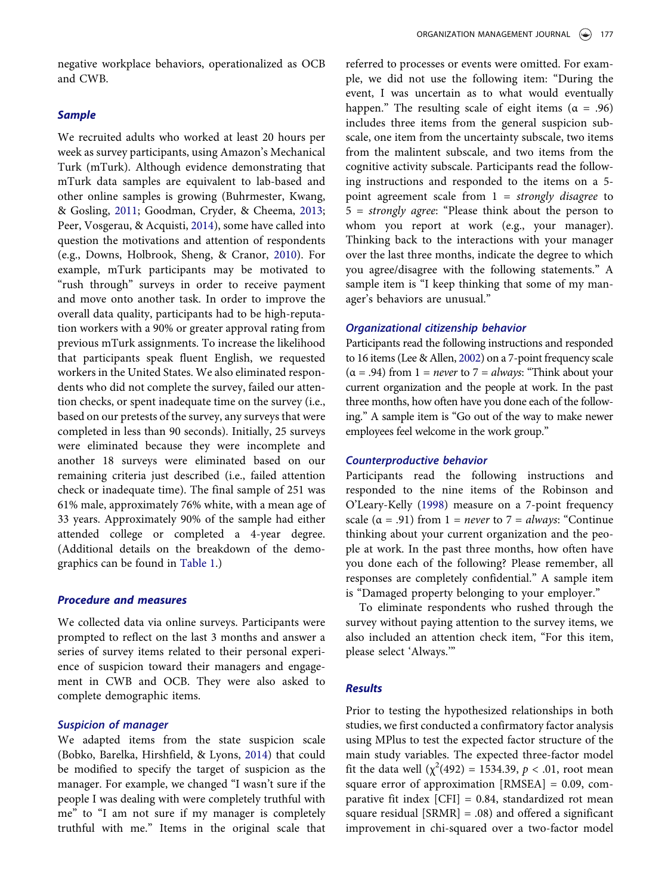negative workplace behaviors, operationalized as OCB and CWB.

### *Sample*

We recruited adults who worked at least 20 hours per week as survey participants, using Amazon's Mechanical Turk (mTurk). Although evidence demonstrating that mTurk data samples are equivalent to lab-based and other online samples is growing (Buhrmester, Kwang, & Gosling, 2011; Goodman, Cryder, & Cheema, 2013; Peer, Vosgerau, & Acquisti, 2014), some have called into question the motivations and attention of respondents (e.g., Downs, Holbrook, Sheng, & Cranor, 2010). For example, mTurk participants may be motivated to "rush through" surveys in order to receive payment and move onto another task. In order to improve the overall data quality, participants had to be high-reputation workers with a 90% or greater approval rating from previous mTurk assignments. To increase the likelihood that participants speak fluent English, we requested workers in the United States. We also eliminated respondents who did not complete the survey, failed our attention checks, or spent inadequate time on the survey (i.e., based on our pretests of the survey, any surveys that were completed in less than 90 seconds). Initially, 25 surveys were eliminated because they were incomplete and another 18 surveys were eliminated based on our remaining criteria just described (i.e., failed attention check or inadequate time). The final sample of 251 was 61% male, approximately 76% white, with a mean age of 33 years. Approximately 90% of the sample had either attended college or completed a 4-year degree. (Additional details on the breakdown of the demographics can be found in Table 1.)

### *Procedure and measures*

We collected data via online surveys. Participants were prompted to reflect on the last 3 months and answer a series of survey items related to their personal experience of suspicion toward their managers and engagement in CWB and OCB. They were also asked to complete demographic items.

### *Suspicion of manager*

We adapted items from the state suspicion scale (Bobko, Barelka, Hirshfield, & Lyons, 2014) that could be modified to specify the target of suspicion as the manager. For example, we changed "I wasn't sure if the people I was dealing with were completely truthful with me" to "I am not sure if my manager is completely truthful with me." Items in the original scale that referred to processes or events were omitted. For example, we did not use the following item: "During the event, I was uncertain as to what would eventually happen." The resulting scale of eight items ($\alpha$ = .96) includes three items from the general suspicion subscale, one item from the uncertainty subscale, two items from the malintent subscale, and two items from the cognitive activity subscale. Participants read the following instructions and responded to the items on a 5-point agreement scale from 1 = *strongly disagree* to 5 = *strongly agree*: "Please think about the person to whom you report at work (e.g., your manager). Thinking back to the interactions with your manager over the last three months, indicate the degree to which you agree/disagree with the following statements." A sample item is "I keep thinking that some of my manager's behaviors are unusual."

### *Organizational citizenship behavior*

Participants read the following instructions and responded to 16 items (Lee & Allen, 2002) on a 7-point frequency scale ($\alpha$ = .94) from 1 = *never* to 7 = *always*: "Think about your current organization and the people at work. In the past three months, how often have you done each of the following." A sample item is "Go out of the way to make newer employees feel welcome in the work group."

### *Counterproductive behavior*

Participants read the following instructions and responded to the nine items of the Robinson and O'Leary-Kelly (1998) measure on a 7-point frequency scale ($\alpha$ = .91) from 1 = *never* to 7 = *always*: "Continue thinking about your current organization and the people at work. In the past three months, how often have you done each of the following? Please remember, all responses are completely confidential." A sample item is "Damaged property belonging to your employer."

To eliminate respondents who rushed through the survey without paying attention to the survey items, we also included an attention check item, "For this item, please select 'Always.'"

### *Results*

Prior to testing the hypothesized relationships in both studies, we first conducted a confirmatory factor analysis using MPlus to test the expected factor structure of the main study variables. The expected three-factor model fit the data well ($\chi^2(492) = 1534.39$, $p < .01$, root mean square error of approximation [RMSEA] = 0.09, comparative fit index [CFI] = 0.84, standardized rot mean square residual [SRMR] = .08) and offered a significant improvement in chi-squared over a two-factor model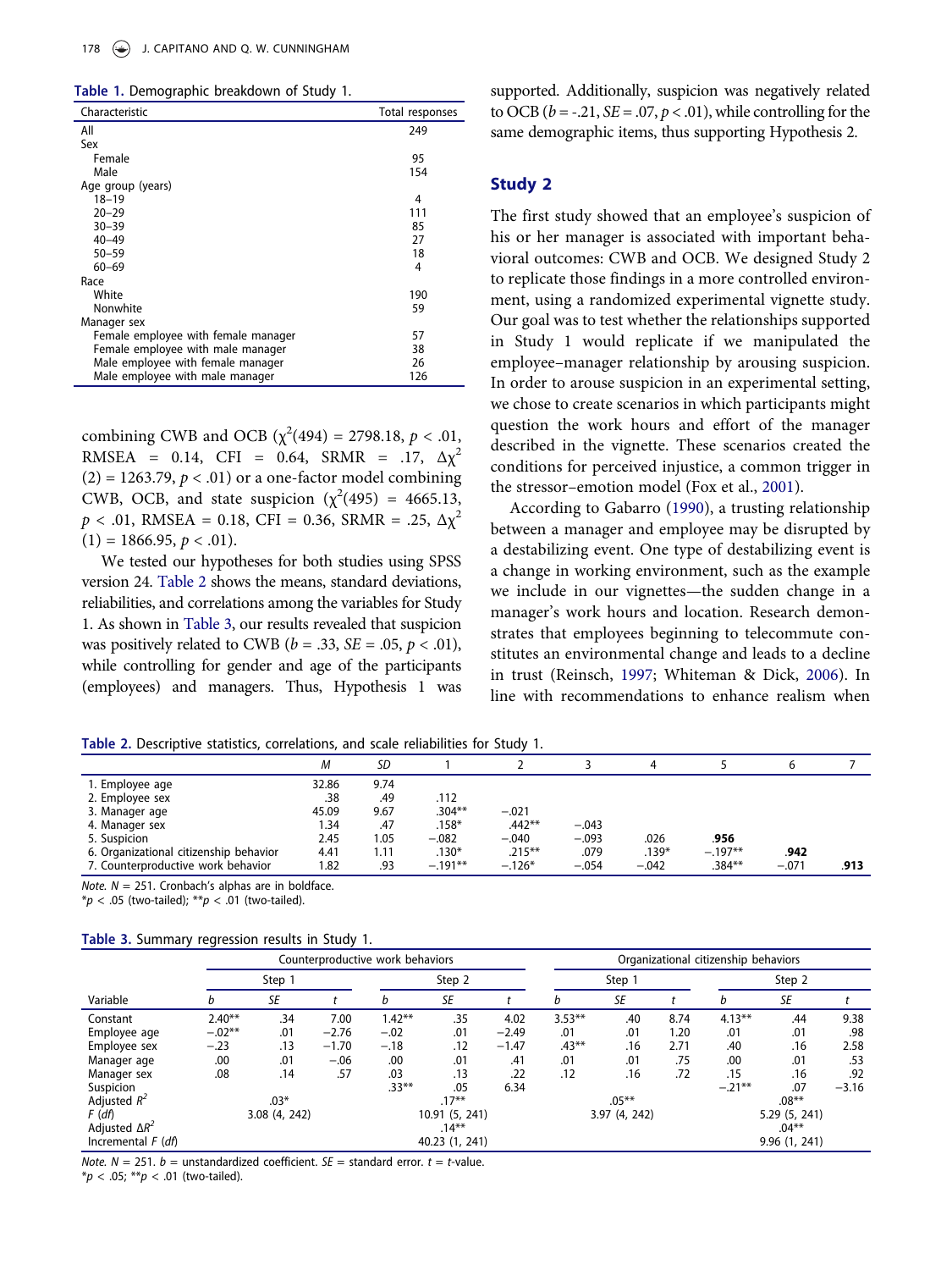Table 1. Demographic breakdown of Study 1.

| Characteristic | Total responses |
|---|---|
| All | 249 |
| Sex | |
| Female | 95 |
| Male | 154 |
| Age group (years) | |
| 18–19 | 4 |
| 20–29 | 111 |
| 30–39 | 85 |
| 40–49 | 27 |
| 50–59 | 18 |
| 60–69 | 4 |
| Race | |
| White | 190 |
| Nonwhite | 59 |
| Manager sex | |
| Female employee with female manager | 57 |
| Female employee with male manager | 38 |
| Male employee with female manager | 26 |
| Male employee with male manager | 126 |

combining CWB and OCB ($\chi^2(494) = 2798.18$, $p < .01$, RMSEA = 0.14, CFI = 0.64, SRMR = .17, $\Delta\chi^2(2) = 1263.79$, $p < .01$) or a one-factor model combining CWB, OCB, and state suspicion ($\chi^2(495) = 4665.13$, $p < .01$, RMSEA = 0.18, CFI = 0.36, SRMR = .25, $\Delta\chi^2(1) = 1866.95$, $p < .01$).

We tested our hypotheses for both studies using SPSS version 24. Table 2 shows the means, standard deviations, reliabilities, and correlations among the variables for Study 1. As shown in Table 3, our results revealed that suspicion was positively related to CWB ($b = .33$, $SE = .05$, $p < .01$), while controlling for gender and age of the participants (employees) and managers. Thus, Hypothesis 1 was supported. Additionally, suspicion was negatively related to OCB ($b = -.21$, $SE = .07$, $p < .01$), while controlling for the same demographic items, thus supporting Hypothesis 2.

## Study 2

The first study showed that an employee's suspicion of his or her manager is associated with important behavioral outcomes: CWB and OCB. We designed Study 2 to replicate those findings in a more controlled environment, using a randomized experimental vignette study. Our goal was to test whether the relationships supported in Study 1 would replicate if we manipulated the employee–manager relationship by arousing suspicion. In order to arouse suspicion in an experimental setting, we chose to create scenarios in which participants might question the work hours and effort of the manager described in the vignette. These scenarios created the conditions for perceived injustice, a common trigger in the stressor–emotion model (Fox et al., 2001).

According to Gabarro (1990), a trusting relationship between a manager and employee may be disrupted by a destabilizing event. One type of destabilizing event is a change in working environment, such as the example we include in our vignettes—the sudden change in a manager's work hours and location. Research demonstrates that employees beginning to telecommute constitutes an environmental change and leads to a decline in trust (Reinsch, 1997; Whiteman & Dick, 2006). In line with recommendations to enhance realism when

Table 2. Descriptive statistics, correlations, and scale reliabilities for Study 1.

| | *M* | *SD* | 1 | 2 | 3 | 4 | 5 | 6 | 7 |
|---|---|---|---|---|---|---|---|---|---|
| 1. Employee age | 32.86 | 9.74 | | | | | | | |
| 2. Employee sex | .38 | .49 | .112 | | | | | | |
| 3. Manager age | 45.09 | 9.67 | .304** | −.021 | | | | | |
| 4. Manager sex | 1.34 | .47 | .158* | .442** | −.043 | | | | |
| 5. Suspicion | 2.45 | 1.05 | −.082 | −.040 | −.093 | .026 | **.956** | | |
| 6. Organizational citizenship behavior | 4.41 | 1.11 | .130* | .215** | .079 | .139* | −.197** | **.942** | |
| 7. Counterproductive work behavior | 1.82 | .93 | −.191** | −.126* | −.054 | −.042 | .384** | −.071 | **.913** |

*Note.* $N = 251$. Cronbach's alphas are in boldface.
*$p < .05$ (two-tailed); **$p < .01$ (two-tailed).

Table 3. Summary regression results in Study 1.

| | Counterproductive work behaviors | | | | | | Organizational citizenship behaviors | | | | | |
|---|---|---|---|---|---|---|---|---|---|---|---|---|
| | Step 1 | | | Step 2 | | | Step 1 | | | Step 2 | | |
| Variable | *b* | *SE* | *t* | *b* | *SE* | *t* | *b* | *SE* | *t* | *b* | *SE* | *t* |
| Constant | 2.40** | .34 | 7.00 | 1.42** | .35 | 4.02 | 3.53** | .40 | 8.74 | 4.13** | .44 | 9.38 |
| Employee age | −.02** | .01 | −2.76 | −.02 | .01 | −2.49 | .01 | .01 | 1.20 | .01 | .01 | .98 |
| Employee sex | −.23 | .13 | −1.70 | −.18 | .12 | −1.47 | .43** | .16 | 2.71 | .40 | .16 | 2.58 |
| Manager age | .00 | .01 | −.06 | .00 | .01 | .41 | .01 | .01 | .75 | .00 | .01 | .53 |
| Manager sex | .08 | .14 | .57 | .03 | .13 | .22 | .12 | .16 | .72 | .15 | .16 | .92 |
| Suspicion | | | | .33** | .05 | 6.34 | | | | −.21** | .07 | −3.16 |
| Adjusted $R^2$ | .03* | | | .17** | | | .05** | | | .08** | | |
| *F* (*df*) | 3.08 (4, 242) | | | 10.91 (5, 241) | | | 3.97 (4, 242) | | | 5.29 (5, 241) | | |
| Adjusted $\Delta R^2$ | | | | .14** | | | | | | .04** | | |
| Incremental *F* (*df*) | | | | 40.23 (1, 241) | | | | | | 9.96 (1, 241) | | |

*Note.* $N = 251$. $b$ = unstandardized coefficient. $SE$ = standard error. $t$ = $t$-value.
*$p < .05$; **$p < .01$ (two-tailed).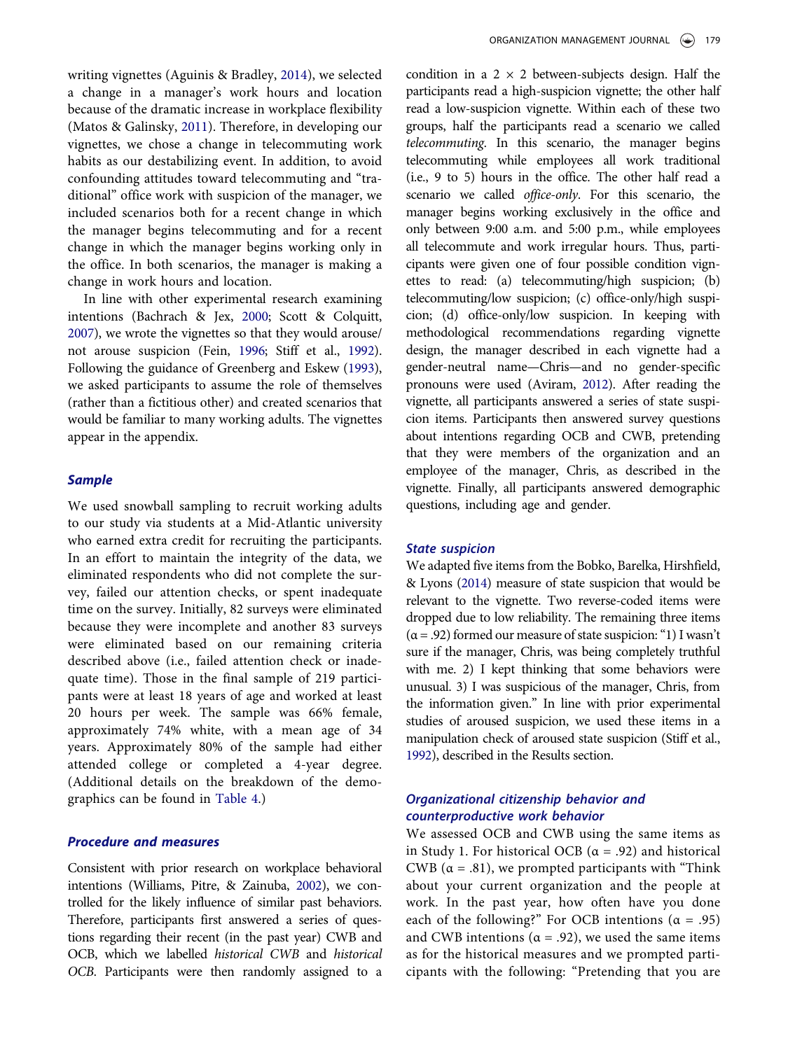writing vignettes (Aguinis & Bradley, 2014), we selected a change in a manager's work hours and location because of the dramatic increase in workplace flexibility (Matos & Galinsky, 2011). Therefore, in developing our vignettes, we chose a change in telecommuting work habits as our destabilizing event. In addition, to avoid confounding attitudes toward telecommuting and "traditional" office work with suspicion of the manager, we included scenarios both for a recent change in which the manager begins telecommuting and for a recent change in which the manager begins working only in the office. In both scenarios, the manager is making a change in work hours and location.

In line with other experimental research examining intentions (Bachrach & Jex, 2000; Scott & Colquitt, 2007), we wrote the vignettes so that they would arouse/not arouse suspicion (Fein, 1996; Stiff et al., 1992). Following the guidance of Greenberg and Eskew (1993), we asked participants to assume the role of themselves (rather than a fictitious other) and created scenarios that would be familiar to many working adults. The vignettes appear in the appendix.

### Sample

We used snowball sampling to recruit working adults to our study via students at a Mid-Atlantic university who earned extra credit for recruiting the participants. In an effort to maintain the integrity of the data, we eliminated respondents who did not complete the survey, failed our attention checks, or spent inadequate time on the survey. Initially, 82 surveys were eliminated because they were incomplete and another 83 surveys were eliminated based on our remaining criteria described above (i.e., failed attention check or inadequate time). Those in the final sample of 219 participants were at least 18 years of age and worked at least 20 hours per week. The sample was 66% female, approximately 74% white, with a mean age of 34 years. Approximately 80% of the sample had either attended college or completed a 4-year degree. (Additional details on the breakdown of the demographics can be found in Table 4.)

### Procedure and measures

Consistent with prior research on workplace behavioral intentions (Williams, Pitre, & Zainuba, 2002), we controlled for the likely influence of similar past behaviors. Therefore, participants first answered a series of questions regarding their recent (in the past year) CWB and OCB, which we labelled *historical CWB* and *historical OCB*. Participants were then randomly assigned to a condition in a 2 × 2 between-subjects design. Half the participants read a high-suspicion vignette; the other half read a low-suspicion vignette. Within each of these two groups, half the participants read a scenario we called *telecommuting*. In this scenario, the manager begins telecommuting while employees all work traditional (i.e., 9 to 5) hours in the office. The other half read a scenario we called *office-only*. For this scenario, the manager begins working exclusively in the office and only between 9:00 a.m. and 5:00 p.m., while employees all telecommute and work irregular hours. Thus, participants were given one of four possible condition vignettes to read: (a) telecommuting/high suspicion; (b) telecommuting/low suspicion; (c) office-only/high suspicion; (d) office-only/low suspicion. In keeping with methodological recommendations regarding vignette design, the manager described in each vignette had a gender-neutral name—Chris—and no gender-specific pronouns were used (Aviram, 2012). After reading the vignette, all participants answered a series of state suspicion items. Participants then answered survey questions about intentions regarding OCB and CWB, pretending that they were members of the organization and an employee of the manager, Chris, as described in the vignette. Finally, all participants answered demographic questions, including age and gender.

### State suspicion

We adapted five items from the Bobko, Barelka, Hirshfield, & Lyons (2014) measure of state suspicion that would be relevant to the vignette. Two reverse-coded items were dropped due to low reliability. The remaining three items ($\alpha = .92$) formed our measure of state suspicion: "1) I wasn't sure if the manager, Chris, was being completely truthful with me. 2) I kept thinking that some behaviors were unusual. 3) I was suspicious of the manager, Chris, from the information given." In line with prior experimental studies of aroused suspicion, we used these items in a manipulation check of aroused state suspicion (Stiff et al., 1992), described in the Results section.

### Organizational citizenship behavior and counterproductive work behavior

We assessed OCB and CWB using the same items as in Study 1. For historical OCB ($\alpha = .92$) and historical CWB ($\alpha = .81$), we prompted participants with "Think about your current organization and the people at work. In the past year, how often have you done each of the following?" For OCB intentions ($\alpha = .95$) and CWB intentions ($\alpha = .92$), we used the same items as for the historical measures and we prompted participants with the following: "Pretending that you are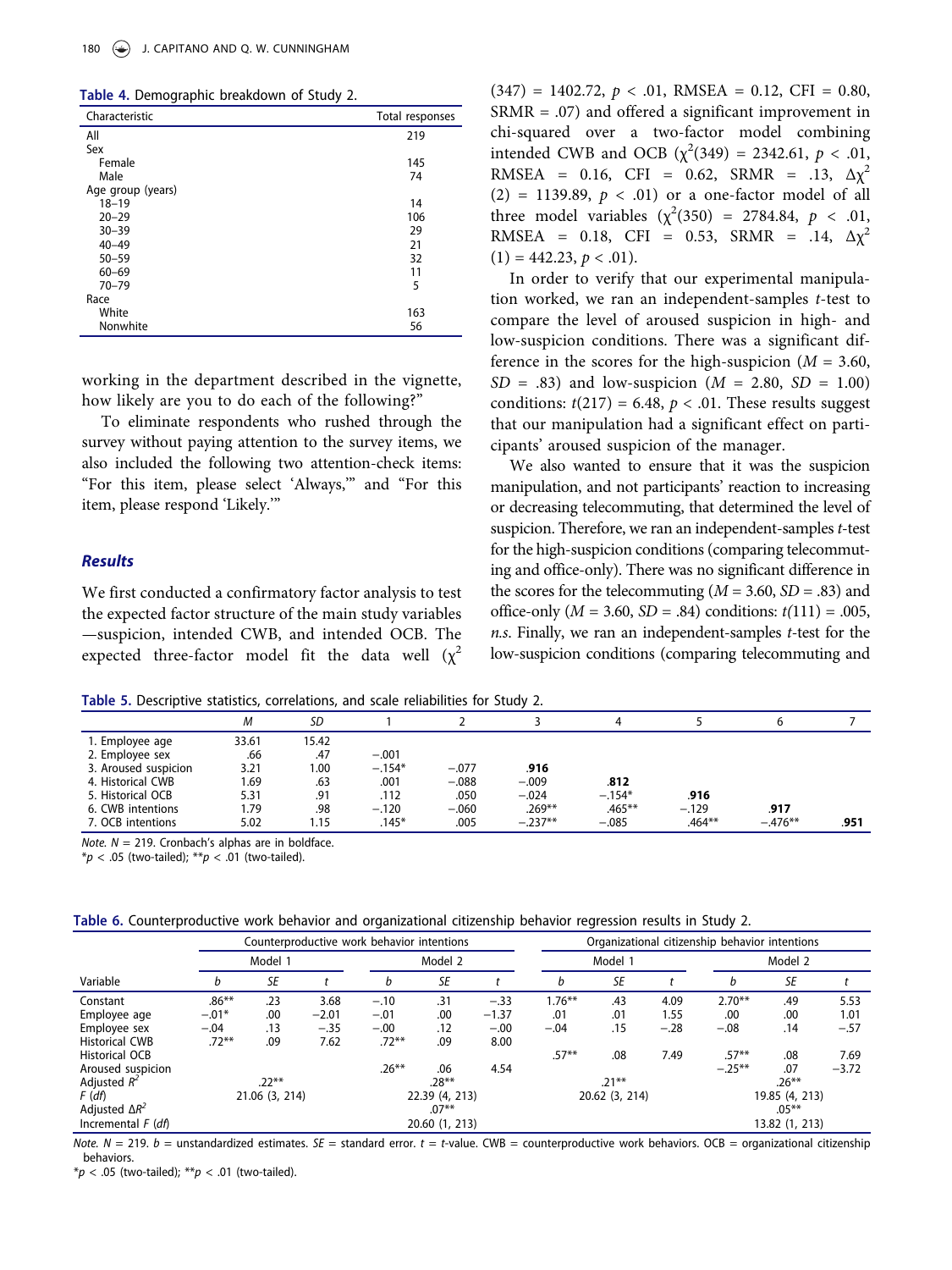**Table 4.** Demographic breakdown of Study 2.

| Characteristic | Total responses |
|---|---|
| All | 219 |
| Sex | |
| Female | 145 |
| Male | 74 |
| Age group (years) | |
| 18–19 | 14 |
| 20–29 | 106 |
| 30–39 | 29 |
| 40–49 | 21 |
| 50–59 | 32 |
| 60–69 | 11 |
| 70–79 | 5 |
| Race | |
| White | 163 |
| Nonwhite | 56 |

working in the department described in the vignette, how likely are you to do each of the following?"

To eliminate respondents who rushed through the survey without paying attention to the survey items, we also included the following two attention-check items: "For this item, please select 'Always,'" and "For this item, please respond 'Likely.'"

### *Results*

We first conducted a confirmatory factor analysis to test the expected factor structure of the main study variables—suspicion, intended CWB, and intended OCB. The expected three-factor model fit the data well ($\chi^2(347) = 1402.72$, $p < .01$, RMSEA = 0.12, CFI = 0.80, SRMR = .07) and offered a significant improvement in chi-squared over a two-factor model combining intended CWB and OCB ($\chi^2(349) = 2342.61$, $p < .01$, RMSEA = 0.16, CFI = 0.62, SRMR = .13, $\Delta\chi^2(2) = 1139.89$, $p < .01$) or a one-factor model of all three model variables ($\chi^2(350) = 2784.84$, $p < .01$, RMSEA = 0.18, CFI = 0.53, SRMR = .14, $\Delta\chi^2(1) = 442.23$, $p < .01$).

In order to verify that our experimental manipulation worked, we ran an independent-samples *t*-test to compare the level of aroused suspicion in high- and low-suspicion conditions. There was a significant difference in the scores for the high-suspicion ($M = 3.60$, $SD = .83$) and low-suspicion ($M = 2.80$, $SD = 1.00$) conditions: $t(217) = 6.48$, $p < .01$. These results suggest that our manipulation had a significant effect on participants' aroused suspicion of the manager.

We also wanted to ensure that it was the suspicion manipulation, and not participants' reaction to increasing or decreasing telecommuting, that determined the level of suspicion. Therefore, we ran an independent-samples *t*-test for the high-suspicion conditions (comparing telecommuting and office-only). There was no significant difference in the scores for the telecommuting ($M = 3.60$, $SD = .83$) and office-only ($M = 3.60$, $SD = .84$) conditions: $t(111) = .005$, *n.s.* Finally, we ran an independent-samples *t*-test for the low-suspicion conditions (comparing telecommuting and

**Table 5.** Descriptive statistics, correlations, and scale reliabilities for Study 2.

| | *M* | *SD* | 1 | 2 | 3 | 4 | 5 | 6 | 7 |
|---|---|---|---|---|---|---|---|---|---|
| 1. Employee age | 33.61 | 15.42 | | | | | | | |
| 2. Employee sex | .66 | .47 | −.001 | | | | | | |
| 3. Aroused suspicion | 3.21 | 1.00 | −.154* | −.077 | **.916** | | | | |
| 4. Historical CWB | 1.69 | .63 | .001 | −.088 | −.009 | **.812** | | | |
| 5. Historical OCB | 5.31 | .91 | .112 | .050 | −.024 | −.154* | **.916** | | |
| 6. CWB intentions | 1.79 | .98 | −.120 | −.060 | .269** | .465** | −.129 | **.917** | |
| 7. OCB intentions | 5.02 | 1.15 | .145* | .005 | −.237** | −.085 | .464** | −.476** | **.951** |

*Note.* *N* = 219. Cronbach's alphas are in boldface.
*$p < .05$ (two-tailed); **$p < .01$ (two-tailed).

**Table 6.** Counterproductive work behavior and organizational citizenship behavior regression results in Study 2.

| | Counterproductive work behavior intentions | | | | | | Organizational citizenship behavior intentions | | | | | |
|---|---|---|---|---|---|---|---|---|---|---|---|---|
| | Model 1 | | | Model 2 | | | Model 1 | | | Model 2 | | |
| Variable | *b* | *SE* | *t* | *b* | *SE* | *t* | *b* | *SE* | *t* | *b* | *SE* | *t* |
| Constant | .86** | .23 | 3.68 | −.10 | .31 | −.33 | 1.76** | .43 | 4.09 | 2.70** | .49 | 5.53 |
| Employee age | −.01* | .00 | −2.01 | −.01 | .00 | −1.37 | .01 | .01 | 1.55 | .00 | .00 | 1.01 |
| Employee sex | −.04 | .13 | −.35 | −.00 | .12 | −.00 | −.04 | .15 | −.28 | −.08 | .14 | −.57 |
| Historical CWB | .72** | .09 | 7.62 | .72** | .09 | 8.00 | | | | | | |
| Historical OCB | | | | | | | .57** | .08 | 7.49 | .57** | .08 | 7.69 |
| Aroused suspicion | | | | .26** | .06 | 4.54 | | | | −.25** | .07 | −3.72 |
| Adjusted $R^2$ | .22** | | | .28** | | | .21** | | | .26** | | |
| *F* (*df*) | 21.06 (3, 214) | | | 22.39 (4, 213) | | | 20.62 (3, 214) | | | 19.85 (4, 213) | | |
| Adjusted $\Delta R^2$ | | | | .07** | | | | | | .05** | | |
| Incremental *F* (*df*) | | | | 20.60 (1, 213) | | | | | | 13.82 (1, 213) | | |

*Note.* *N* = 219. *b* = unstandardized estimates. *SE* = standard error. *t* = *t*-value. CWB = counterproductive work behaviors. OCB = organizational citizenship behaviors.
*$p < .05$ (two-tailed); **$p < .01$ (two-tailed).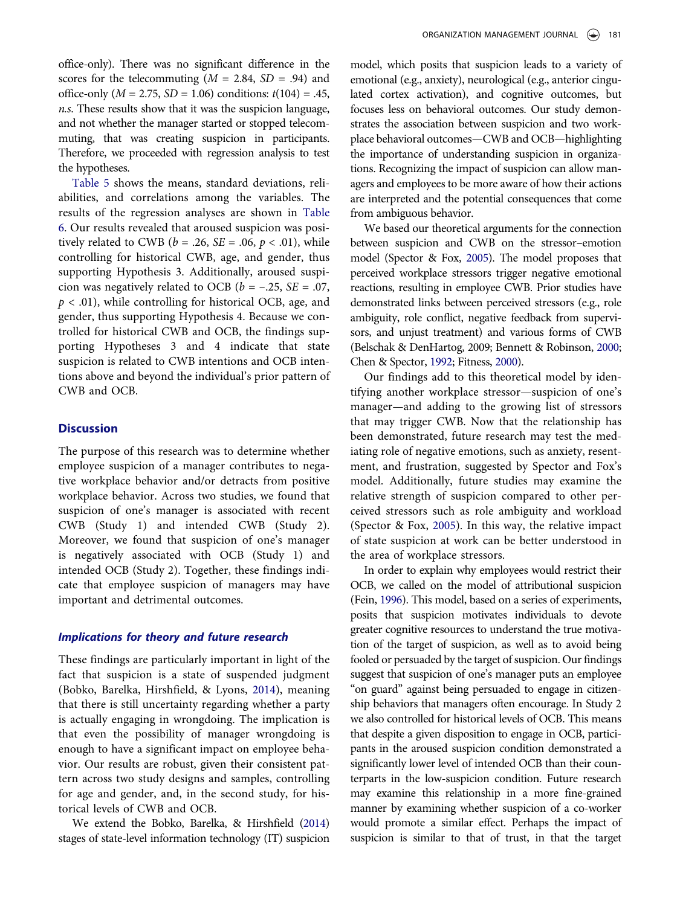office-only). There was no significant difference in the scores for the telecommuting ($M$ = 2.84, $SD$ = .94) and office-only ($M$ = 2.75, $SD$ = 1.06) conditions: $t(104)$ = .45, *n.s.* These results show that it was the suspicion language, and not whether the manager started or stopped telecommuting, that was creating suspicion in participants. Therefore, we proceeded with regression analysis to test the hypotheses.

Table 5 shows the means, standard deviations, reliabilities, and correlations among the variables. The results of the regression analyses are shown in Table 6. Our results revealed that aroused suspicion was positively related to CWB ($b$ = .26, $SE$ = .06, $p$ < .01), while controlling for historical CWB, age, and gender, thus supporting Hypothesis 3. Additionally, aroused suspicion was negatively related to OCB ($b$ = −.25, $SE$ = .07, $p$ < .01), while controlling for historical OCB, age, and gender, thus supporting Hypothesis 4. Because we controlled for historical CWB and OCB, the findings supporting Hypotheses 3 and 4 indicate that state suspicion is related to CWB intentions and OCB intentions above and beyond the individual's prior pattern of CWB and OCB.

## Discussion

The purpose of this research was to determine whether employee suspicion of a manager contributes to negative workplace behavior and/or detracts from positive workplace behavior. Across two studies, we found that suspicion of one's manager is associated with recent CWB (Study 1) and intended CWB (Study 2). Moreover, we found that suspicion of one's manager is negatively associated with OCB (Study 1) and intended OCB (Study 2). Together, these findings indicate that employee suspicion of managers may have important and detrimental outcomes.

### *Implications for theory and future research*

These findings are particularly important in light of the fact that suspicion is a state of suspended judgment (Bobko, Barelka, Hirshfield, & Lyons, 2014), meaning that there is still uncertainty regarding whether a party is actually engaging in wrongdoing. The implication is that even the possibility of manager wrongdoing is enough to have a significant impact on employee behavior. Our results are robust, given their consistent pattern across two study designs and samples, controlling for age and gender, and, in the second study, for historical levels of CWB and OCB.

We extend the Bobko, Barelka, & Hirshfield (2014) stages of state-level information technology (IT) suspicion model, which posits that suspicion leads to a variety of emotional (e.g., anxiety), neurological (e.g., anterior cingulated cortex activation), and cognitive outcomes, but focuses less on behavioral outcomes. Our study demonstrates the association between suspicion and two workplace behavioral outcomes—CWB and OCB—highlighting the importance of understanding suspicion in organizations. Recognizing the impact of suspicion can allow managers and employees to be more aware of how their actions are interpreted and the potential consequences that come from ambiguous behavior.

We based our theoretical arguments for the connection between suspicion and CWB on the stressor–emotion model (Spector & Fox, 2005). The model proposes that perceived workplace stressors trigger negative emotional reactions, resulting in employee CWB. Prior studies have demonstrated links between perceived stressors (e.g., role ambiguity, role conflict, negative feedback from supervisors, and unjust treatment) and various forms of CWB (Belschak & DenHartog, 2009; Bennett & Robinson, 2000; Chen & Spector, 1992; Fitness, 2000).

Our findings add to this theoretical model by identifying another workplace stressor—suspicion of one's manager—and adding to the growing list of stressors that may trigger CWB. Now that the relationship has been demonstrated, future research may test the mediating role of negative emotions, such as anxiety, resentment, and frustration, suggested by Spector and Fox's model. Additionally, future studies may examine the relative strength of suspicion compared to other perceived stressors such as role ambiguity and workload (Spector & Fox, 2005). In this way, the relative impact of state suspicion at work can be better understood in the area of workplace stressors.

In order to explain why employees would restrict their OCB, we called on the model of attributional suspicion (Fein, 1996). This model, based on a series of experiments, posits that suspicion motivates individuals to devote greater cognitive resources to understand the true motivation of the target of suspicion, as well as to avoid being fooled or persuaded by the target of suspicion. Our findings suggest that suspicion of one's manager puts an employee "on guard" against being persuaded to engage in citizenship behaviors that managers often encourage. In Study 2 we also controlled for historical levels of OCB. This means that despite a given disposition to engage in OCB, participants in the aroused suspicion condition demonstrated a significantly lower level of intended OCB than their counterparts in the low-suspicion condition. Future research may examine this relationship in a more fine-grained manner by examining whether suspicion of a co-worker would promote a similar effect. Perhaps the impact of suspicion is similar to that of trust, in that the target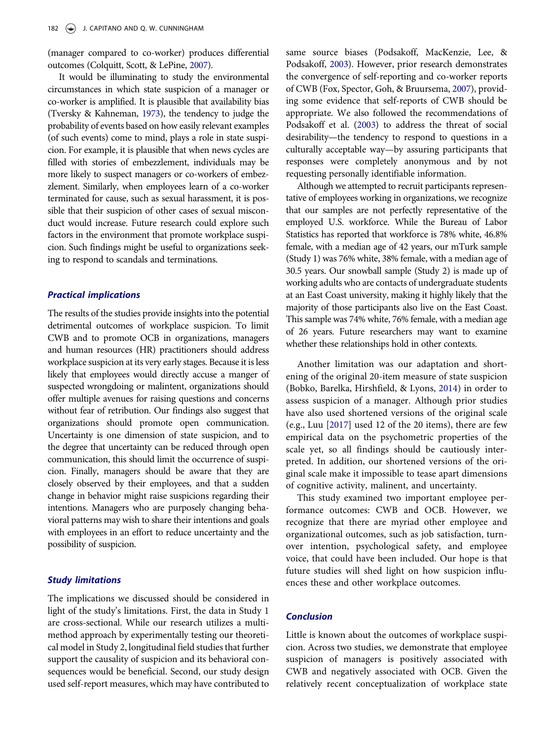(manager compared to co-worker) produces differential outcomes (Colquitt, Scott, & LePine, 2007).

It would be illuminating to study the environmental circumstances in which state suspicion of a manager or co-worker is amplified. It is plausible that availability bias (Tversky & Kahneman, 1973), the tendency to judge the probability of events based on how easily relevant examples (of such events) come to mind, plays a role in state suspicion. For example, it is plausible that when news cycles are filled with stories of embezzlement, individuals may be more likely to suspect managers or co-workers of embezzlement. Similarly, when employees learn of a co-worker terminated for cause, such as sexual harassment, it is possible that their suspicion of other cases of sexual misconduct would increase. Future research could explore such factors in the environment that promote workplace suspicion. Such findings might be useful to organizations seeking to respond to scandals and terminations.

### *Practical implications*

The results of the studies provide insights into the potential detrimental outcomes of workplace suspicion. To limit CWB and to promote OCB in organizations, managers and human resources (HR) practitioners should address workplace suspicion at its very early stages. Because it is less likely that employees would directly accuse a manger of suspected wrongdoing or malintent, organizations should offer multiple avenues for raising questions and concerns without fear of retribution. Our findings also suggest that organizations should promote open communication. Uncertainty is one dimension of state suspicion, and to the degree that uncertainty can be reduced through open communication, this should limit the occurrence of suspicion. Finally, managers should be aware that they are closely observed by their employees, and that a sudden change in behavior might raise suspicions regarding their intentions. Managers who are purposely changing behavioral patterns may wish to share their intentions and goals with employees in an effort to reduce uncertainty and the possibility of suspicion.

### *Study limitations*

The implications we discussed should be considered in light of the study's limitations. First, the data in Study 1 are cross-sectional. While our research utilizes a multimethod approach by experimentally testing our theoretical model in Study 2, longitudinal field studies that further support the causality of suspicion and its behavioral consequences would be beneficial. Second, our study design used self-report measures, which may have contributed to same source biases (Podsakoff, MacKenzie, Lee, & Podsakoff, 2003). However, prior research demonstrates the convergence of self-reporting and co-worker reports of CWB (Fox, Spector, Goh, & Bruursema, 2007), providing some evidence that self-reports of CWB should be appropriate. We also followed the recommendations of Podsakoff et al. (2003) to address the threat of social desirability—the tendency to respond to questions in a culturally acceptable way—by assuring participants that responses were completely anonymous and by not requesting personally identifiable information.

Although we attempted to recruit participants representative of employees working in organizations, we recognize that our samples are not perfectly representative of the employed U.S. workforce. While the Bureau of Labor Statistics has reported that workforce is 78% white, 46.8% female, with a median age of 42 years, our mTurk sample (Study 1) was 76% white, 38% female, with a median age of 30.5 years. Our snowball sample (Study 2) is made up of working adults who are contacts of undergraduate students at an East Coast university, making it highly likely that the majority of those participants also live on the East Coast. This sample was 74% white, 76% female, with a median age of 26 years. Future researchers may want to examine whether these relationships hold in other contexts.

Another limitation was our adaptation and shortening of the original 20-item measure of state suspicion (Bobko, Barelka, Hirshfield, & Lyons, 2014) in order to assess suspicion of a manager. Although prior studies have also used shortened versions of the original scale (e.g., Luu [2017] used 12 of the 20 items), there are few empirical data on the psychometric properties of the scale yet, so all findings should be cautiously interpreted. In addition, our shortened versions of the original scale make it impossible to tease apart dimensions of cognitive activity, malinent, and uncertainty.

This study examined two important employee performance outcomes: CWB and OCB. However, we recognize that there are myriad other employee and organizational outcomes, such as job satisfaction, turnover intention, psychological safety, and employee voice, that could have been included. Our hope is that future studies will shed light on how suspicion influences these and other workplace outcomes.

### *Conclusion*

Little is known about the outcomes of workplace suspicion. Across two studies, we demonstrate that employee suspicion of managers is positively associated with CWB and negatively associated with OCB. Given the relatively recent conceptualization of workplace state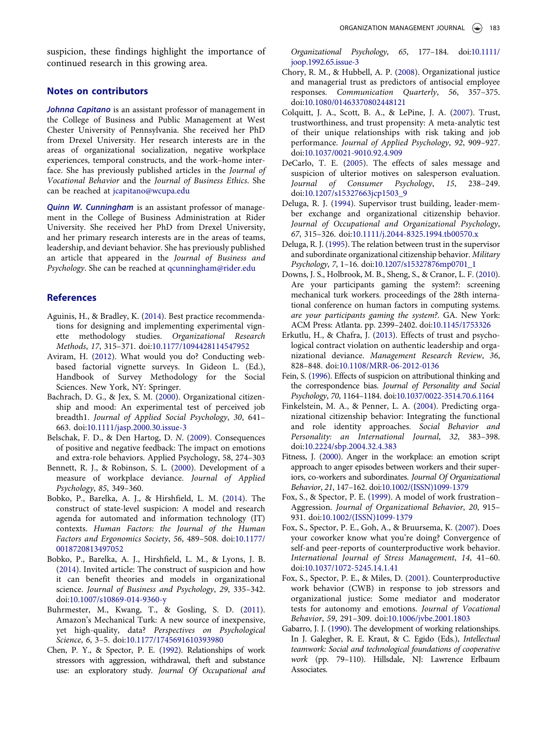suspicion, these findings highlight the importance of continued research in this growing area.

## Notes on contributors

***Johnna Capitano*** is an assistant professor of management in the College of Business and Public Management at West Chester University of Pennsylvania. She received her PhD from Drexel University. Her research interests are in the areas of organizational socialization, negative workplace experiences, temporal constructs, and the work–home interface. She has previously published articles in the *Journal of Vocational Behavior* and the *Journal of Business Ethics*. She can be reached at jcapitano@wcupa.edu

***Quinn W. Cunningham*** is an assistant professor of management in the College of Business Administration at Rider University. She received her PhD from Drexel University, and her primary research interests are in the areas of teams, leadership, and deviant behavior. She has previously published an article that appeared in the *Journal of Business and Psychology*. She can be reached at qcunningham@rider.edu

## References

Aguinis, H., & Bradley, K. (2014). Best practice recommendations for designing and implementing experimental vignette methodology studies. *Organizational Research Methods*, *17*, 315–371. doi:10.1177/1094428114547952

Aviram, H. (2012). What would you do? Conducting web-based factorial vignette surveys. In Gideon L. (Ed.), Handbook of Survey Methodology for the Social Sciences. New York, NY: Springer.

Bachrach, D. G., & Jex, S. M. (2000). Organizational citizenship and mood: An experimental test of perceived job breadth1. *Journal of Applied Social Psychology*, *30*, 641–663. doi:10.1111/jasp.2000.30.issue-3

Belschak, F. D., & Den Hartog, D. N. (2009). Consequences of positive and negative feedback: The impact on emotions and extra-role behaviors. Applied Psychology, 58, 274–303

Bennett, R. J., & Robinson, S. L. (2000). Development of a measure of workplace deviance. *Journal of Applied Psychology*, *85*, 349–360.

Bobko, P., Barelka, A. J., & Hirshfield, L. M. (2014). The construct of state-level suspicion: A model and research agenda for automated and information technology (IT) contexts. *Human Factors: the Journal of the Human Factors and Ergonomics Society*, *56*, 489–508. doi:10.1177/0018720813497052

Bobko, P., Barelka, A. J., Hirshfield, L. M., & Lyons, J. B. (2014). Invited article: The construct of suspicion and how it can benefit theories and models in organizational science. *Journal of Business and Psychology*, *29*, 335–342. doi:10.1007/s10869-014-9360-y

Buhrmester, M., Kwang, T., & Gosling, S. D. (2011). Amazon's Mechanical Turk: A new source of inexpensive, yet high-quality, data? *Perspectives on Psychological Science*, *6*, 3–5. doi:10.1177/1745691610393980

Chen, P. Y., & Spector, P. E. (1992). Relationships of work stressors with aggression, withdrawal, theft and substance use: an exploratory study. *Journal Of Occupational and Organizational Psychology*, *65*, 177–184. doi:10.1111/joop.1992.65.issue-3

Chory, R. M., & Hubbell, A. P. (2008). Organizational justice and managerial trust as predictors of antisocial employee responses. *Communication Quarterly*, *56*, 357–375. doi:10.1080/01463370802448121

Colquitt, J. A., Scott, B. A., & LePine, J. A. (2007). Trust, trustworthiness, and trust propensity: A meta-analytic test of their unique relationships with risk taking and job performance. *Journal of Applied Psychology*, *92*, 909–927. doi:10.1037/0021-9010.92.4.909

DeCarlo, T. E. (2005). The effects of sales message and suspicion of ulterior motives on salesperson evaluation. *Journal of Consumer Psychology*, *15*, 238–249. doi:10.1207/s15327663jcp1503_9

Deluga, R. J. (1994). Supervisor trust building, leader-member exchange and organizational citizenship behavior. *Journal of Occupational and Organizational Psychology*, *67*, 315–326. doi:10.1111/j.2044-8325.1994.tb00570.x

Deluga, R. J. (1995). The relation between trust in the supervisor and subordinate organizational citizenship behavior. *Military Psychology*, *7*, 1–16. doi:10.1207/s15327876mp0701_1

Downs, J. S., Holbrook, M. B., Sheng, S., & Cranor, L. F. (2010). Are your participants gaming the system?: screening mechanical turk workers. proceedings of the 28th international conference on human factors in computing systems. *are your participants gaming the system?*. GA. New York: ACM Press: Atlanta. pp. 2399–2402. doi:10.1145/1753326

Erkutlu, H., & Chafra, J. (2013). Effects of trust and psychological contract violation on authentic leadership and organizational deviance. *Management Research Review*, *36*, 828–848. doi:10.1108/MRR-06-2012-0136

Fein, S. (1996). Effects of suspicion on attributional thinking and the correspondence bias. *Journal of Personality and Social Psychology*, *70*, 1164–1184. doi:10.1037/0022-3514.70.6.1164

Finkelstein, M. A., & Penner, L. A. (2004). Predicting organizational citizenship behavior: Integrating the functional and role identity approaches. *Social Behavior and Personality: an International Journal*, *32*, 383–398. doi:10.2224/sbp.2004.32.4.383

Fitness, J. (2000). Anger in the workplace: an emotion script approach to anger episodes between workers and their superiors, co-workers and subordinates. *Journal Of Organizational Behavior*, *21*, 147–162. doi:10.1002/(ISSN)1099-1379

Fox, S., & Spector, P. E. (1999). A model of work frustration–Aggression. *Journal of Organizational Behavior*, *20*, 915–931. doi:10.1002/(ISSN)1099-1379

Fox, S., Spector, P. E., Goh, A., & Bruursema, K. (2007). Does your coworker know what you're doing? Convergence of self-and peer-reports of counterproductive work behavior. *International Journal of Stress Management*, *14*, 41–60. doi:10.1037/1072-5245.14.1.41

Fox, S., Spector, P. E., & Miles, D. (2001). Counterproductive work behavior (CWB) in response to job stressors and organizational justice: Some mediator and moderator tests for autonomy and emotions. *Journal of Vocational Behavior*, *59*, 291–309. doi:10.1006/jvbe.2001.1803

Gabarro, J. J. (1990). The development of working relationships. In J. Galegher, R. E. Kraut, & C. Egido (Eds.), *Intellectual teamwork: Social and technological foundations of cooperative work* (pp. 79–110). Hillsdale, NJ: Lawrence Erlbaum Associates.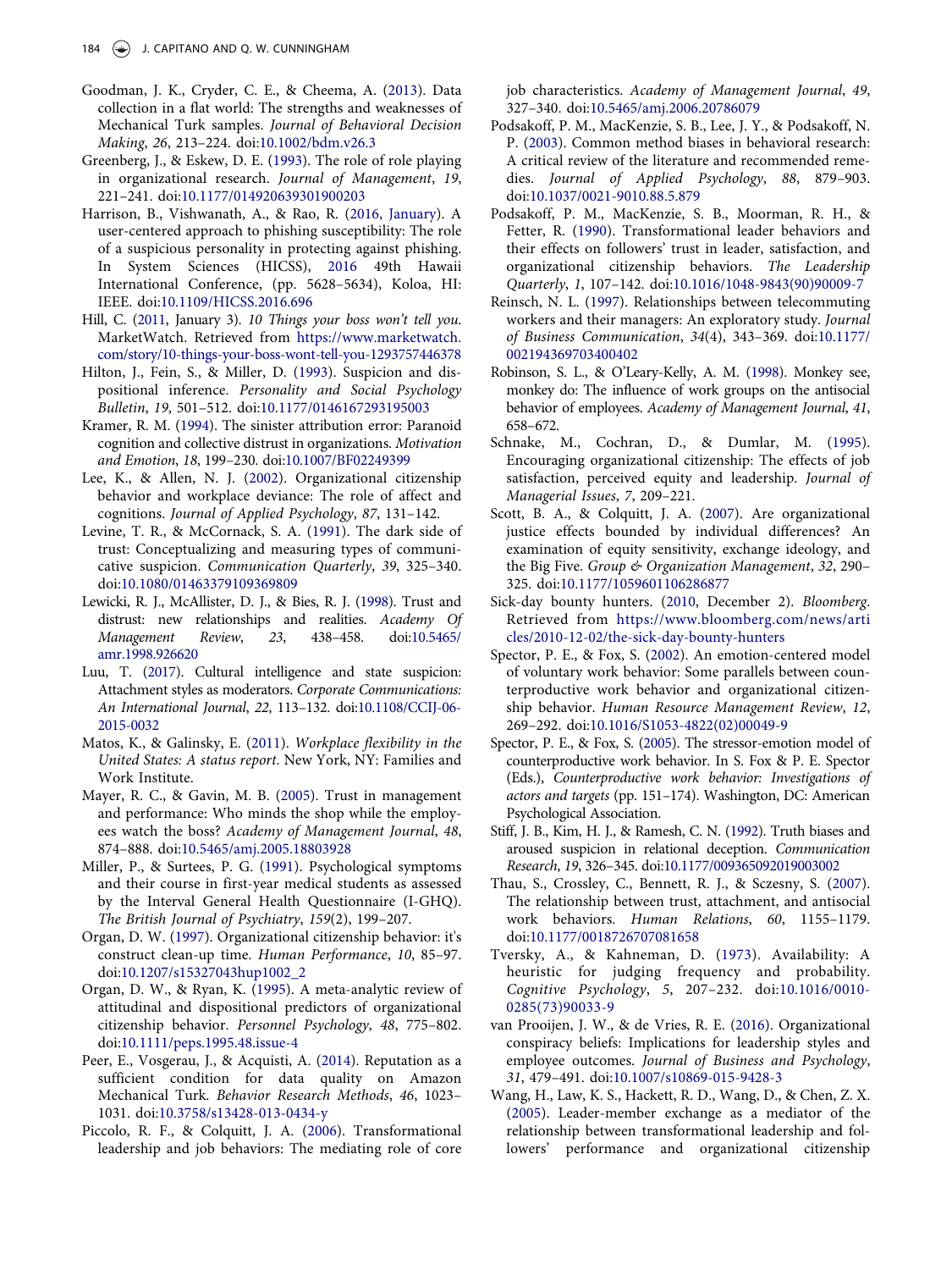Goodman, J. K., Cryder, C. E., & Cheema, A. (2013). Data collection in a flat world: The strengths and weaknesses of Mechanical Turk samples. *Journal of Behavioral Decision Making*, *26*, 213–224. doi:10.1002/bdm.v26.3

Greenberg, J., & Eskew, D. E. (1993). The role of role playing in organizational research. *Journal of Management*, *19*, 221–241. doi:10.1177/014920639301900203

Harrison, B., Vishwanath, A., & Rao, R. (2016, January). A user-centered approach to phishing susceptibility: The role of a suspicious personality in protecting against phishing. In System Sciences (HICSS), 2016 49th Hawaii International Conference, (pp. 5628–5634), Koloa, HI: IEEE. doi:10.1109/HICSS.2016.696

Hill, C. (2011, January 3). *10 Things your boss won't tell you.* MarketWatch. Retrieved from https://www.marketwatch.com/story/10-things-your-boss-wont-tell-you-1293757446378

Hilton, J., Fein, S., & Miller, D. (1993). Suspicion and dispositional inference. *Personality and Social Psychology Bulletin*, *19*, 501–512. doi:10.1177/0146167293195003

Kramer, R. M. (1994). The sinister attribution error: Paranoid cognition and collective distrust in organizations. *Motivation and Emotion*, *18*, 199–230. doi:10.1007/BF02249399

Lee, K., & Allen, N. J. (2002). Organizational citizenship behavior and workplace deviance: The role of affect and cognitions. *Journal of Applied Psychology*, *87*, 131–142.

Levine, T. R., & McCornack, S. A. (1991). The dark side of trust: Conceptualizing and measuring types of communicative suspicion. *Communication Quarterly*, *39*, 325–340. doi:10.1080/01463379109369809

Lewicki, R. J., McAllister, D. J., & Bies, R. J. (1998). Trust and distrust: new relationships and realities. *Academy Of Management Review*, *23*, 438–458. doi:10.5465/amr.1998.926620

Luu, T. (2017). Cultural intelligence and state suspicion: Attachment styles as moderators. *Corporate Communications: An International Journal*, *22*, 113–132. doi:10.1108/CCIJ-06-2015-0032

Matos, K., & Galinsky, E. (2011). *Workplace flexibility in the United States: A status report*. New York, NY: Families and Work Institute.

Mayer, R. C., & Gavin, M. B. (2005). Trust in management and performance: Who minds the shop while the employees watch the boss? *Academy of Management Journal*, *48*, 874–888. doi:10.5465/amj.2005.18803928

Miller, P., & Surtees, P. G. (1991). Psychological symptoms and their course in first-year medical students as assessed by the Interval General Health Questionnaire (I-GHQ). *The British Journal of Psychiatry*, *159*(2), 199–207.

Organ, D. W. (1997). Organizational citizenship behavior: it's construct clean-up time. *Human Performance*, *10*, 85–97. doi:10.1207/s15327043hup1002_2

Organ, D. W., & Ryan, K. (1995). A meta-analytic review of attitudinal and dispositional predictors of organizational citizenship behavior. *Personnel Psychology*, *48*, 775–802. doi:10.1111/peps.1995.48.issue-4

Peer, E., Vosgerau, J., & Acquisti, A. (2014). Reputation as a sufficient condition for data quality on Amazon Mechanical Turk. *Behavior Research Methods*, *46*, 1023–1031. doi:10.3758/s13428-013-0434-y

Piccolo, R. F., & Colquitt, J. A. (2006). Transformational leadership and job behaviors: The mediating role of core job characteristics. *Academy of Management Journal*, *49*, 327–340. doi:10.5465/amj.2006.20786079

Podsakoff, P. M., MacKenzie, S. B., Lee, J. Y., & Podsakoff, N. P. (2003). Common method biases in behavioral research: A critical review of the literature and recommended remedies. *Journal of Applied Psychology*, *88*, 879–903. doi:10.1037/0021-9010.88.5.879

Podsakoff, P. M., MacKenzie, S. B., Moorman, R. H., & Fetter, R. (1990). Transformational leader behaviors and their effects on followers' trust in leader, satisfaction, and organizational citizenship behaviors. *The Leadership Quarterly*, *1*, 107–142. doi:10.1016/1048-9843(90)90009-7

Reinsch, N. L. (1997). Relationships between telecommuting workers and their managers: An exploratory study. *Journal of Business Communication*, *34*(4), 343–369. doi:10.1177/002194369703400402

Robinson, S. L., & O'Leary-Kelly, A. M. (1998). Monkey see, monkey do: The influence of work groups on the antisocial behavior of employees. *Academy of Management Journal*, *41*, 658–672.

Schnake, M., Cochran, D., & Dumlar, M. (1995). Encouraging organizational citizenship: The effects of job satisfaction, perceived equity and leadership. *Journal of Managerial Issues*, *7*, 209–221.

Scott, B. A., & Colquitt, J. A. (2007). Are organizational justice effects bounded by individual differences? An examination of equity sensitivity, exchange ideology, and the Big Five. *Group & Organization Management*, *32*, 290–325. doi:10.1177/1059601106286877

Sick-day bounty hunters. (2010, December 2). *Bloomberg*. Retrieved from https://www.bloomberg.com/news/articles/2010-12-02/the-sick-day-bounty-hunters

Spector, P. E., & Fox, S. (2002). An emotion-centered model of voluntary work behavior: Some parallels between counterproductive work behavior and organizational citizenship behavior. *Human Resource Management Review*, *12*, 269–292. doi:10.1016/S1053-4822(02)00049-9

Spector, P. E., & Fox, S. (2005). The stressor-emotion model of counterproductive work behavior. In S. Fox & P. E. Spector (Eds.), *Counterproductive work behavior: Investigations of actors and targets* (pp. 151–174). Washington, DC: American Psychological Association.

Stiff, J. B., Kim, H. J., & Ramesh, C. N. (1992). Truth biases and aroused suspicion in relational deception. *Communication Research*, *19*, 326–345. doi:10.1177/009365092019003002

Thau, S., Crossley, C., Bennett, R. J., & Sczesny, S. (2007). The relationship between trust, attachment, and antisocial work behaviors. *Human Relations*, *60*, 1155–1179. doi:10.1177/0018726707081658

Tversky, A., & Kahneman, D. (1973). Availability: A heuristic for judging frequency and probability. *Cognitive Psychology*, *5*, 207–232. doi:10.1016/0010-0285(73)90033-9

van Prooijen, J. W., & de Vries, R. E. (2016). Organizational conspiracy beliefs: Implications for leadership styles and employee outcomes. *Journal of Business and Psychology*, *31*, 479–491. doi:10.1007/s10869-015-9428-3

Wang, H., Law, K. S., Hackett, R. D., Wang, D., & Chen, Z. X. (2005). Leader-member exchange as a mediator of the relationship between transformational leadership and followers' performance and organizational citizenship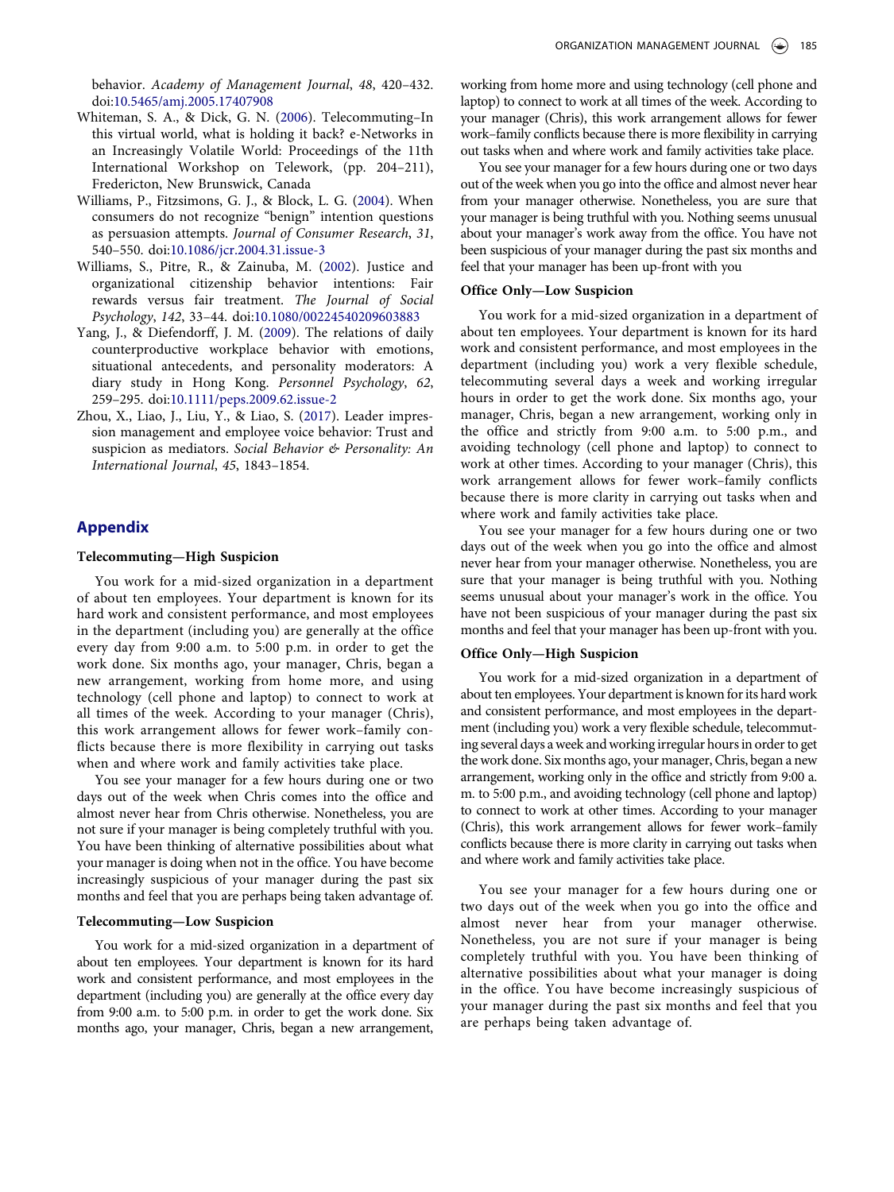behavior. *Academy of Management Journal*, *48*, 420–432. doi:10.5465/amj.2005.17407908

Whiteman, S. A., & Dick, G. N. (2006). Telecommuting–In this virtual world, what is holding it back? e-Networks in an Increasingly Volatile World: Proceedings of the 11th International Workshop on Telework, (pp. 204–211), Fredericton, New Brunswick, Canada

Williams, P., Fitzsimons, G. J., & Block, L. G. (2004). When consumers do not recognize "benign" intention questions as persuasion attempts. *Journal of Consumer Research*, *31*, 540–550. doi:10.1086/jcr.2004.31.issue-3

Williams, S., Pitre, R., & Zainuba, M. (2002). Justice and organizational citizenship behavior intentions: Fair rewards versus fair treatment. *The Journal of Social Psychology*, *142*, 33–44. doi:10.1080/00224540209603883

Yang, J., & Diefendorff, J. M. (2009). The relations of daily counterproductive workplace behavior with emotions, situational antecedents, and personality moderators: A diary study in Hong Kong. *Personnel Psychology*, *62*, 259–295. doi:10.1111/peps.2009.62.issue-2

Zhou, X., Liao, J., Liu, Y., & Liao, S. (2017). Leader impression management and employee voice behavior: Trust and suspicion as mediators. *Social Behavior & Personality: An International Journal*, *45*, 1843–1854.

## Appendix

### Telecommuting—High Suspicion

You work for a mid-sized organization in a department of about ten employees. Your department is known for its hard work and consistent performance, and most employees in the department (including you) are generally at the office every day from 9:00 a.m. to 5:00 p.m. in order to get the work done. Six months ago, your manager, Chris, began a new arrangement, working from home more, and using technology (cell phone and laptop) to connect to work at all times of the week. According to your manager (Chris), this work arrangement allows for fewer work–family conflicts because there is more flexibility in carrying out tasks when and where work and family activities take place.

You see your manager for a few hours during one or two days out of the week when Chris comes into the office and almost never hear from Chris otherwise. Nonetheless, you are not sure if your manager is being completely truthful with you. You have been thinking of alternative possibilities about what your manager is doing when not in the office. You have become increasingly suspicious of your manager during the past six months and feel that you are perhaps being taken advantage of.

### Telecommuting—Low Suspicion

You work for a mid-sized organization in a department of about ten employees. Your department is known for its hard work and consistent performance, and most employees in the department (including you) are generally at the office every day from 9:00 a.m. to 5:00 p.m. in order to get the work done. Six months ago, your manager, Chris, began a new arrangement, working from home more and using technology (cell phone and laptop) to connect to work at all times of the week. According to your manager (Chris), this work arrangement allows for fewer work–family conflicts because there is more flexibility in carrying out tasks when and where work and family activities take place.

You see your manager for a few hours during one or two days out of the week when you go into the office and almost never hear from your manager otherwise. Nonetheless, you are sure that your manager is being truthful with you. Nothing seems unusual about your manager's work away from the office. You have not been suspicious of your manager during the past six months and feel that your manager has been up-front with you

### Office Only—Low Suspicion

You work for a mid-sized organization in a department of about ten employees. Your department is known for its hard work and consistent performance, and most employees in the department (including you) work a very flexible schedule, telecommuting several days a week and working irregular hours in order to get the work done. Six months ago, your manager, Chris, began a new arrangement, working only in the office and strictly from 9:00 a.m. to 5:00 p.m., and avoiding technology (cell phone and laptop) to connect to work at other times. According to your manager (Chris), this work arrangement allows for fewer work–family conflicts because there is more clarity in carrying out tasks when and where work and family activities take place.

You see your manager for a few hours during one or two days out of the week when you go into the office and almost never hear from your manager otherwise. Nonetheless, you are sure that your manager is being truthful with you. Nothing seems unusual about your manager's work in the office. You have not been suspicious of your manager during the past six months and feel that your manager has been up-front with you.

### Office Only—High Suspicion

You work for a mid-sized organization in a department of about ten employees. Your department is known for its hard work and consistent performance, and most employees in the department (including you) work a very flexible schedule, telecommuting several days a week and working irregular hours in order to get the work done. Six months ago, your manager, Chris, began a new arrangement, working only in the office and strictly from 9:00 a.m. to 5:00 p.m., and avoiding technology (cell phone and laptop) to connect to work at other times. According to your manager (Chris), this work arrangement allows for fewer work–family conflicts because there is more clarity in carrying out tasks when and where work and family activities take place.

You see your manager for a few hours during one or two days out of the week when you go into the office and almost never hear from your manager otherwise. Nonetheless, you are not sure if your manager is being completely truthful with you. You have been thinking of alternative possibilities about what your manager is doing in the office. You have become increasingly suspicious of your manager during the past six months and feel that you are perhaps being taken advantage of.